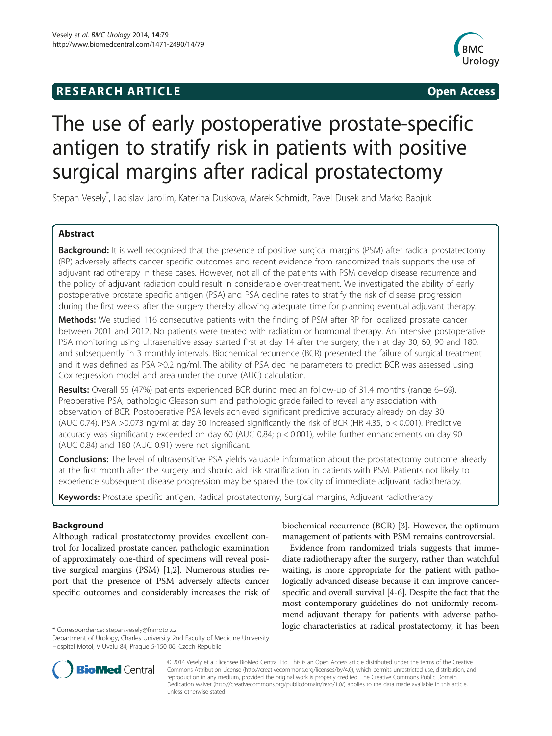**RESEARCH ARTICLE** **Open Access**

# The use of early postoperative prostate-specific antigen to stratify risk in patients with positive surgical margins after radical prostatectomy

Stepan Vesely*, Ladislav Jarolim, Katerina Duskova, Marek Schmidt, Pavel Dusek and Marko Babjuk

## Abstract

**Background:** It is well recognized that the presence of positive surgical margins (PSM) after radical prostatectomy (RP) adversely affects cancer specific outcomes and recent evidence from randomized trials supports the use of adjuvant radiotherapy in these cases. However, not all of the patients with PSM develop disease recurrence and the policy of adjuvant radiation could result in considerable over-treatment. We investigated the ability of early postoperative prostate specific antigen (PSA) and PSA decline rates to stratify the risk of disease progression during the first weeks after the surgery thereby allowing adequate time for planning eventual adjuvant therapy.

**Methods:** We studied 116 consecutive patients with the finding of PSM after RP for localized prostate cancer between 2001 and 2012. No patients were treated with radiation or hormonal therapy. An intensive postoperative PSA monitoring using ultrasensitive assay started first at day 14 after the surgery, then at day 30, 60, 90 and 180, and subsequently in 3 monthly intervals. Biochemical recurrence (BCR) presented the failure of surgical treatment and it was defined as PSA ≥0.2 ng/ml. The ability of PSA decline parameters to predict BCR was assessed using Cox regression model and area under the curve (AUC) calculation.

**Results:** Overall 55 (47%) patients experienced BCR during median follow-up of 31.4 months (range 6–69). Preoperative PSA, pathologic Gleason sum and pathologic grade failed to reveal any association with observation of BCR. Postoperative PSA levels achieved significant predictive accuracy already on day 30 (AUC 0.74). PSA >0.073 ng/ml at day 30 increased significantly the risk of BCR (HR 4.35, $p < 0.001$). Predictive accuracy was significantly exceeded on day 60 (AUC 0.84; $p < 0.001$), while further enhancements on day 90 (AUC 0.84) and 180 (AUC 0.91) were not significant.

**Conclusions:** The level of ultrasensitive PSA yields valuable information about the prostatectomy outcome already at the first month after the surgery and should aid risk stratification in patients with PSM. Patients not likely to experience subsequent disease progression may be spared the toxicity of immediate adjuvant radiotherapy.

**Keywords:** Prostate specific antigen, Radical prostatectomy, Surgical margins, Adjuvant radiotherapy

## Background

Although radical prostatectomy provides excellent control for localized prostate cancer, pathologic examination of approximately one-third of specimens will reveal positive surgical margins (PSM) [1,2]. Numerous studies report that the presence of PSM adversely affects cancer specific outcomes and considerably increases the risk of biochemical recurrence (BCR) [3]. However, the optimum management of patients with PSM remains controversial.

Evidence from randomized trials suggests that immediate radiotherapy after the surgery, rather than watchful waiting, is more appropriate for the patient with pathologically advanced disease because it can improve cancer-specific and overall survival [4-6]. Despite the fact that the most contemporary guidelines do not uniformly recommend adjuvant therapy for patients with adverse pathologic characteristics at radical prostatectomy, it has been

\* Correspondence: stepan.vesely@fnmotol.cz
Department of Urology, Charles University 2nd Faculty of Medicine University Hospital Motol, V Uvalu 84, Prague 5-150 06, Czech Republic

© 2014 Vesely et al.; licensee BioMed Central Ltd. This is an Open Access article distributed under the terms of the Creative Commons Attribution License (http://creativecommons.org/licenses/by/4.0), which permits unrestricted use, distribution, and reproduction in any medium, provided the original work is properly credited. The Creative Commons Public Domain Dedication waiver (http://creativecommons.org/publicdomain/zero/1.0/) applies to the data made available in this article, unless otherwise stated.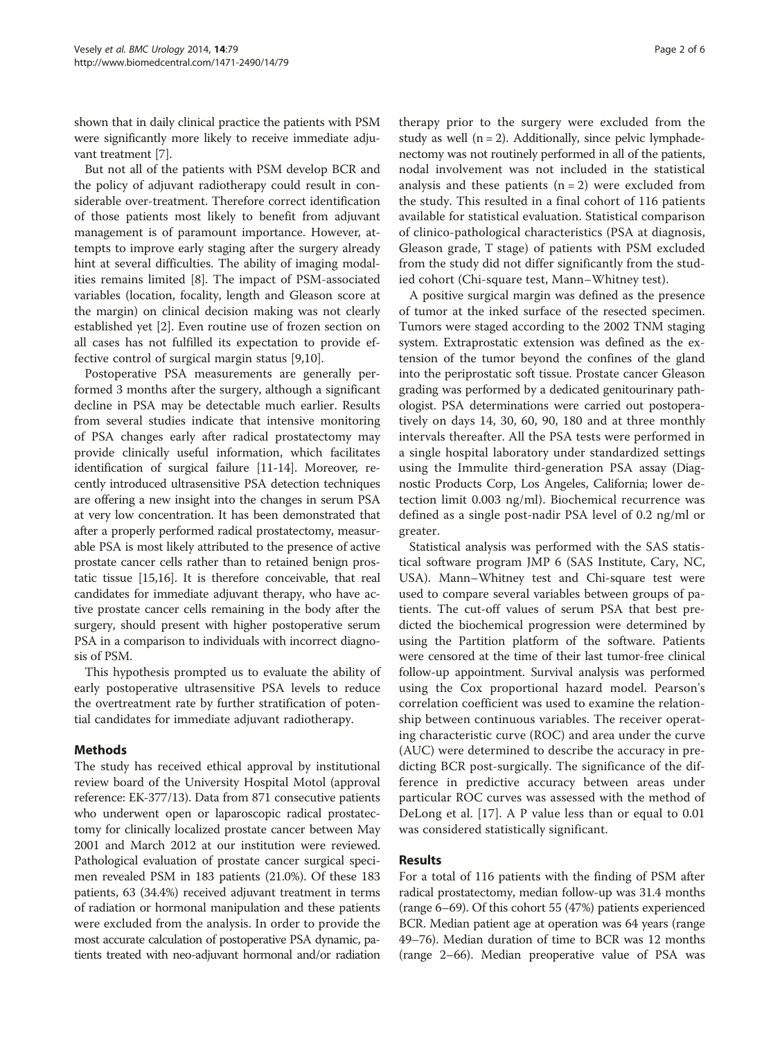shown that in daily clinical practice the patients with PSM were significantly more likely to receive immediate adjuvant treatment [7].

But not all of the patients with PSM develop BCR and the policy of adjuvant radiotherapy could result in considerable over-treatment. Therefore correct identification of those patients most likely to benefit from adjuvant management is of paramount importance. However, attempts to improve early staging after the surgery already hint at several difficulties. The ability of imaging modalities remains limited [8]. The impact of PSM-associated variables (location, focality, length and Gleason score at the margin) on clinical decision making was not clearly established yet [2]. Even routine use of frozen section on all cases has not fulfilled its expectation to provide effective control of surgical margin status [9,10].

Postoperative PSA measurements are generally performed 3 months after the surgery, although a significant decline in PSA may be detectable much earlier. Results from several studies indicate that intensive monitoring of PSA changes early after radical prostatectomy may provide clinically useful information, which facilitates identification of surgical failure [11-14]. Moreover, recently introduced ultrasensitive PSA detection techniques are offering a new insight into the changes in serum PSA at very low concentration. It has been demonstrated that after a properly performed radical prostatectomy, measurable PSA is most likely attributed to the presence of active prostate cancer cells rather than to retained benign prostatic tissue [15,16]. It is therefore conceivable, that real candidates for immediate adjuvant therapy, who have active prostate cancer cells remaining in the body after the surgery, should present with higher postoperative serum PSA in a comparison to individuals with incorrect diagnosis of PSM.

This hypothesis prompted us to evaluate the ability of early postoperative ultrasensitive PSA levels to reduce the overtreatment rate by further stratification of potential candidates for immediate adjuvant radiotherapy.

## Methods

The study has received ethical approval by institutional review board of the University Hospital Motol (approval reference: EK-377/13). Data from 871 consecutive patients who underwent open or laparoscopic radical prostatectomy for clinically localized prostate cancer between May 2001 and March 2012 at our institution were reviewed. Pathological evaluation of prostate cancer surgical specimen revealed PSM in 183 patients (21.0%). Of these 183 patients, 63 (34.4%) received adjuvant treatment in terms of radiation or hormonal manipulation and these patients were excluded from the analysis. In order to provide the most accurate calculation of postoperative PSA dynamic, patients treated with neo-adjuvant hormonal and/or radiation therapy prior to the surgery were excluded from the study as well (n = 2). Additionally, since pelvic lymphadenectomy was not routinely performed in all of the patients, nodal involvement was not included in the statistical analysis and these patients (n = 2) were excluded from the study. This resulted in a final cohort of 116 patients available for statistical evaluation. Statistical comparison of clinico-pathological characteristics (PSA at diagnosis, Gleason grade, T stage) of patients with PSM excluded from the study did not differ significantly from the studied cohort (Chi-square test, Mann–Whitney test).

A positive surgical margin was defined as the presence of tumor at the inked surface of the resected specimen. Tumors were staged according to the 2002 TNM staging system. Extraprostatic extension was defined as the extension of the tumor beyond the confines of the gland into the periprostatic soft tissue. Prostate cancer Gleason grading was performed by a dedicated genitourinary pathologist. PSA determinations were carried out postoperatively on days 14, 30, 60, 90, 180 and at three monthly intervals thereafter. All the PSA tests were performed in a single hospital laboratory under standardized settings using the Immulite third-generation PSA assay (Diagnostic Products Corp, Los Angeles, California; lower detection limit 0.003 ng/ml). Biochemical recurrence was defined as a single post-nadir PSA level of 0.2 ng/ml or greater.

Statistical analysis was performed with the SAS statistical software program JMP 6 (SAS Institute, Cary, NC, USA). Mann–Whitney test and Chi-square test were used to compare several variables between groups of patients. The cut-off values of serum PSA that best predicted the biochemical progression were determined by using the Partition platform of the software. Patients were censored at the time of their last tumor-free clinical follow-up appointment. Survival analysis was performed using the Cox proportional hazard model. Pearson's correlation coefficient was used to examine the relationship between continuous variables. The receiver operating characteristic curve (ROC) and area under the curve (AUC) were determined to describe the accuracy in predicting BCR post-surgically. The significance of the difference in predictive accuracy between areas under particular ROC curves was assessed with the method of DeLong et al. [17]. A P value less than or equal to 0.01 was considered statistically significant.

## Results

For a total of 116 patients with the finding of PSM after radical prostatectomy, median follow-up was 31.4 months (range 6–69). Of this cohort 55 (47%) patients experienced BCR. Median patient age at operation was 64 years (range 49–76). Median duration of time to BCR was 12 months (range 2–66). Median preoperative value of PSA was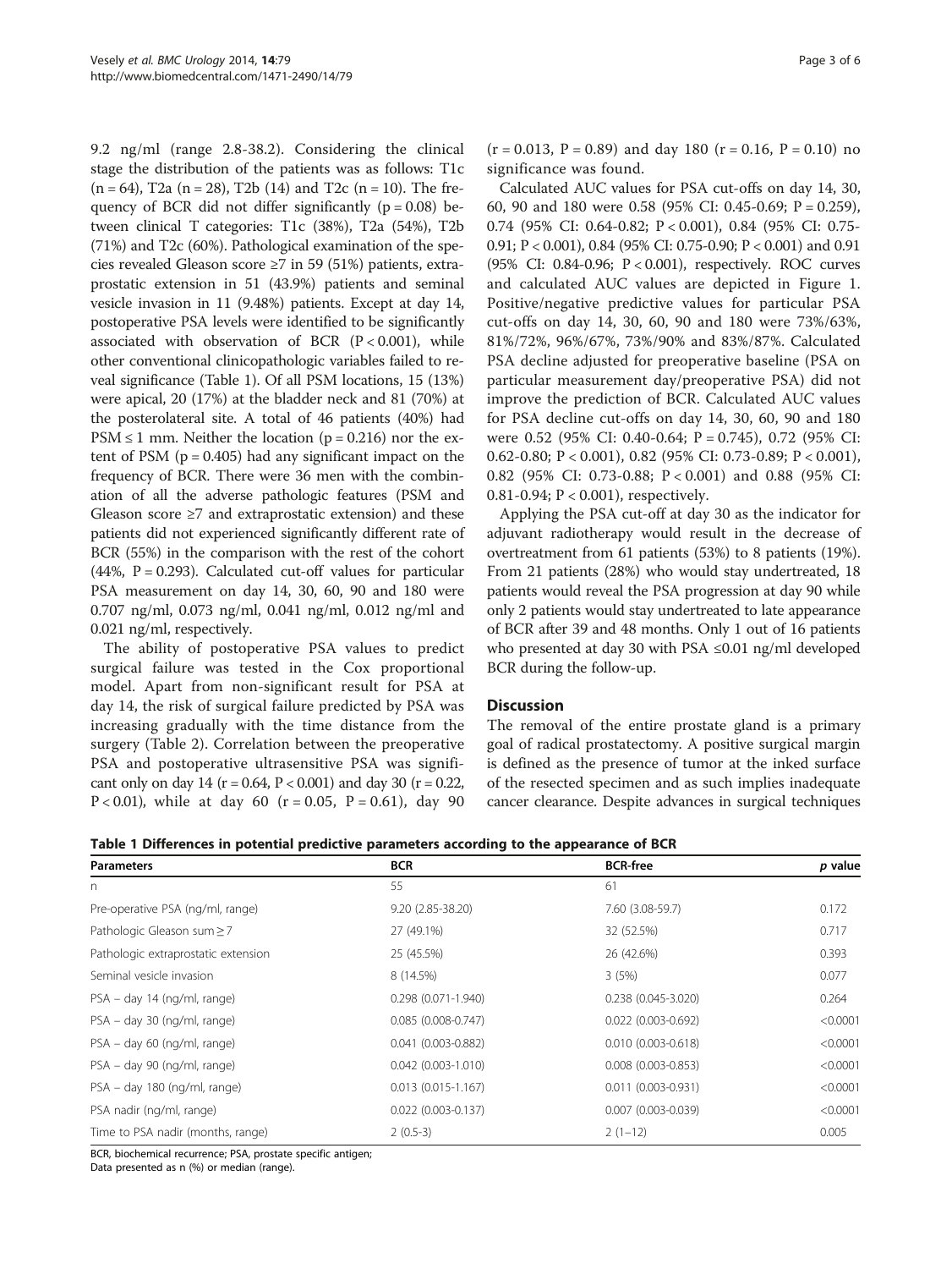9.2 ng/ml (range 2.8-38.2). Considering the clinical stage the distribution of the patients was as follows: T1c (n = 64), T2a (n = 28), T2b (14) and T2c (n = 10). The frequency of BCR did not differ significantly (p = 0.08) between clinical T categories: T1c (38%), T2a (54%), T2b (71%) and T2c (60%). Pathological examination of the species revealed Gleason score ≥7 in 59 (51%) patients, extraprostatic extension in 51 (43.9%) patients and seminal vesicle invasion in 11 (9.48%) patients. Except at day 14, postoperative PSA levels were identified to be significantly associated with observation of BCR (P < 0.001), while other conventional clinicopathologic variables failed to reveal significance (Table 1). Of all PSM locations, 15 (13%) were apical, 20 (17%) at the bladder neck and 81 (70%) at the posterolateral site. A total of 46 patients (40%) had PSM ≤ 1 mm. Neither the location (p = 0.216) nor the extent of PSM (p = 0.405) had any significant impact on the frequency of BCR. There were 36 men with the combination of all the adverse pathologic features (PSM and Gleason score ≥7 and extraprostatic extension) and these patients did not experienced significantly different rate of BCR (55%) in the comparison with the rest of the cohort (44%, P = 0.293). Calculated cut-off values for particular PSA measurement on day 14, 30, 60, 90 and 180 were 0.707 ng/ml, 0.073 ng/ml, 0.041 ng/ml, 0.012 ng/ml and 0.021 ng/ml, respectively.

The ability of postoperative PSA values to predict surgical failure was tested in the Cox proportional model. Apart from non-significant result for PSA at day 14, the risk of surgical failure predicted by PSA was increasing gradually with the time distance from the surgery (Table 2). Correlation between the preoperative PSA and postoperative ultrasensitive PSA was significant only on day 14 (r = 0.64, P < 0.001) and day 30 (r = 0.22, P < 0.01), while at day 60 (r = 0.05, P = 0.61), day 90 (r = 0.013, P = 0.89) and day 180 (r = 0.16, P = 0.10) no significance was found.

Calculated AUC values for PSA cut-offs on day 14, 30, 60, 90 and 180 were 0.58 (95% CI: 0.45-0.69; P = 0.259), 0.74 (95% CI: 0.64-0.82; P < 0.001), 0.84 (95% CI: 0.75-0.91; P < 0.001), 0.84 (95% CI: 0.75-0.90; P < 0.001) and 0.91 (95% CI: 0.84-0.96; P < 0.001), respectively. ROC curves and calculated AUC values are depicted in Figure 1. Positive/negative predictive values for particular PSA cut-offs on day 14, 30, 60, 90 and 180 were 73%/63%, 81%/72%, 96%/67%, 73%/90% and 83%/87%. Calculated PSA decline adjusted for preoperative baseline (PSA on particular measurement day/preoperative PSA) did not improve the prediction of BCR. Calculated AUC values for PSA decline cut-offs on day 14, 30, 60, 90 and 180 were 0.52 (95% CI: 0.40-0.64; P = 0.745), 0.72 (95% CI: 0.62-0.80; P < 0.001), 0.82 (95% CI: 0.73-0.89; P < 0.001), 0.82 (95% CI: 0.73-0.88; P < 0.001) and 0.88 (95% CI: 0.81-0.94; P < 0.001), respectively.

Applying the PSA cut-off at day 30 as the indicator for adjuvant radiotherapy would result in the decrease of overtreatment from 61 patients (53%) to 8 patients (19%). From 21 patients (28%) who would stay undertreated, 18 patients would reveal the PSA progression at day 90 while only 2 patients would stay undertreated to late appearance of BCR after 39 and 48 months. Only 1 out of 16 patients who presented at day 30 with PSA ≤0.01 ng/ml developed BCR during the follow-up.

## Discussion

The removal of the entire prostate gland is a primary goal of radical prostatectomy. A positive surgical margin is defined as the presence of tumor at the inked surface of the resected specimen and as such implies inadequate cancer clearance. Despite advances in surgical techniques

**Table 1 Differences in potential predictive parameters according to the appearance of BCR**

| Parameters | BCR | BCR-free | *p* value |
|---|---|---|---|
| n | 55 | 61 | |
| Pre-operative PSA (ng/ml, range) | 9.20 (2.85-38.20) | 7.60 (3.08-59.7) | 0.172 |
| Pathologic Gleason sum ≥ 7 | 27 (49.1%) | 32 (52.5%) | 0.717 |
| Pathologic extraprostatic extension | 25 (45.5%) | 26 (42.6%) | 0.393 |
| Seminal vesicle invasion | 8 (14.5%) | 3 (5%) | 0.077 |
| PSA – day 14 (ng/ml, range) | 0.298 (0.071-1.940) | 0.238 (0.045-3.020) | 0.264 |
| PSA – day 30 (ng/ml, range) | 0.085 (0.008-0.747) | 0.022 (0.003-0.692) | <0.0001 |
| PSA – day 60 (ng/ml, range) | 0.041 (0.003-0.882) | 0.010 (0.003-0.618) | <0.0001 |
| PSA – day 90 (ng/ml, range) | 0.042 (0.003-1.010) | 0.008 (0.003-0.853) | <0.0001 |
| PSA – day 180 (ng/ml, range) | 0.013 (0.015-1.167) | 0.011 (0.003-0.931) | <0.0001 |
| PSA nadir (ng/ml, range) | 0.022 (0.003-0.137) | 0.007 (0.003-0.039) | <0.0001 |
| Time to PSA nadir (months, range) | 2 (0.5-3) | 2 (1–12) | 0.005 |

BCR, biochemical recurrence; PSA, prostate specific antigen;
Data presented as n (%) or median (range).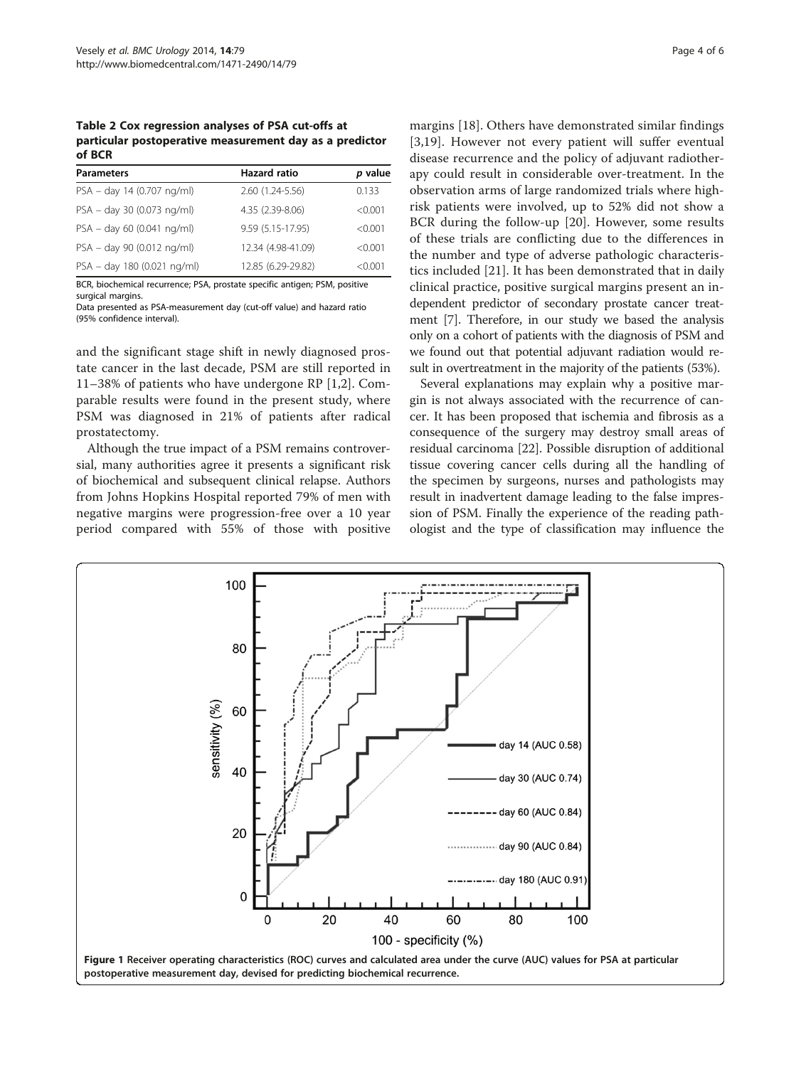**Table 2 Cox regression analyses of PSA cut-offs at particular postoperative measurement day as a predictor of BCR**

| Parameters | Hazard ratio | *p* value |
|---|---|---|
| PSA – day 14 (0.707 ng/ml) | 2.60 (1.24-5.56) | 0.133 |
| PSA – day 30 (0.073 ng/ml) | 4.35 (2.39-8.06) | <0.001 |
| PSA – day 60 (0.041 ng/ml) | 9.59 (5.15-17.95) | <0.001 |
| PSA – day 90 (0.012 ng/ml) | 12.34 (4.98-41.09) | <0.001 |
| PSA – day 180 (0.021 ng/ml) | 12.85 (6.29-29.82) | <0.001 |

BCR, biochemical recurrence; PSA, prostate specific antigen; PSM, positive surgical margins.
Data presented as PSA-measurement day (cut-off value) and hazard ratio (95% confidence interval).

and the significant stage shift in newly diagnosed prostate cancer in the last decade, PSM are still reported in 11–38% of patients who have undergone RP [1,2]. Comparable results were found in the present study, where PSM was diagnosed in 21% of patients after radical prostatectomy.

Although the true impact of a PSM remains controversial, many authorities agree it presents a significant risk of biochemical and subsequent clinical relapse. Authors from Johns Hopkins Hospital reported 79% of men with negative margins were progression-free over a 10 year period compared with 55% of those with positive margins [18]. Others have demonstrated similar findings [3,19]. However not every patient will suffer eventual disease recurrence and the policy of adjuvant radiotherapy could result in considerable over-treatment. In the observation arms of large randomized trials where high-risk patients were involved, up to 52% did not show a BCR during the follow-up [20]. However, some results of these trials are conflicting due to the differences in the number and type of adverse pathologic characteristics included [21]. It has been demonstrated that in daily clinical practice, positive surgical margins present an independent predictor of secondary prostate cancer treatment [7]. Therefore, in our study we based the analysis only on a cohort of patients with the diagnosis of PSM and we found out that potential adjuvant radiation would result in overtreatment in the majority of the patients (53%).

Several explanations may explain why a positive margin is not always associated with the recurrence of cancer. It has been proposed that ischemia and fibrosis as a consequence of the surgery may destroy small areas of residual carcinoma [22]. Possible disruption of additional tissue covering cancer cells during all the handling of the specimen by surgeons, nurses and pathologists may result in inadvertent damage leading to the false impression of PSM. Finally the experience of the reading pathologist and the type of classification may influence the

**Figure 1** Receiver operating characteristics (ROC) curves and calculated area under the curve (AUC) values for PSA at particular postoperative measurement day, devised for predicting biochemical recurrence.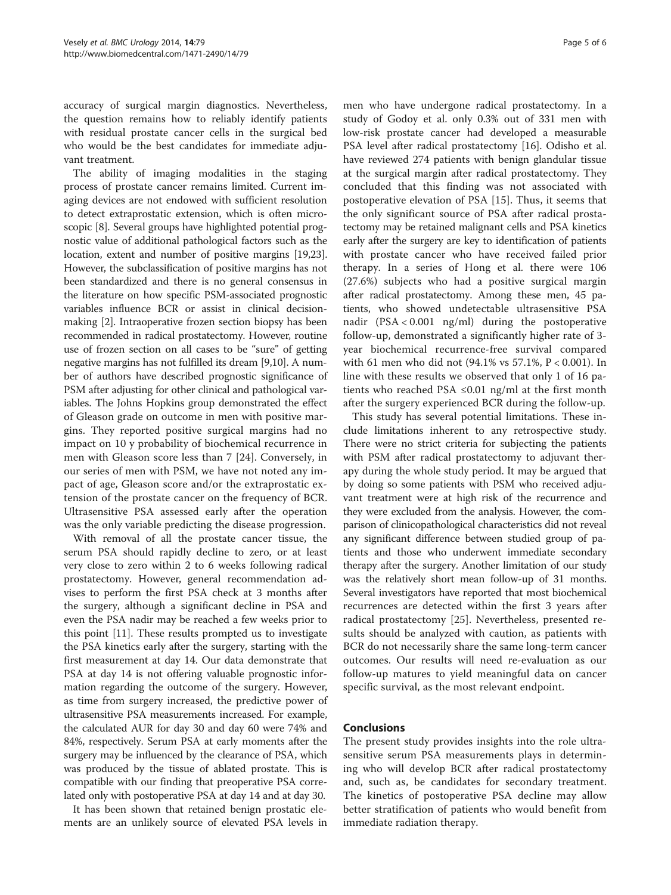accuracy of surgical margin diagnostics. Nevertheless, the question remains how to reliably identify patients with residual prostate cancer cells in the surgical bed who would be the best candidates for immediate adjuvant treatment.

The ability of imaging modalities in the staging process of prostate cancer remains limited. Current imaging devices are not endowed with sufficient resolution to detect extraprostatic extension, which is often microscopic [8]. Several groups have highlighted potential prognostic value of additional pathological factors such as the location, extent and number of positive margins [19,23]. However, the subclassification of positive margins has not been standardized and there is no general consensus in the literature on how specific PSM-associated prognostic variables influence BCR or assist in clinical decision-making [2]. Intraoperative frozen section biopsy has been recommended in radical prostatectomy. However, routine use of frozen section on all cases to be "sure" of getting negative margins has not fulfilled its dream [9,10]. A number of authors have described prognostic significance of PSM after adjusting for other clinical and pathological variables. The Johns Hopkins group demonstrated the effect of Gleason grade on outcome in men with positive margins. They reported positive surgical margins had no impact on 10 y probability of biochemical recurrence in men with Gleason score less than 7 [24]. Conversely, in our series of men with PSM, we have not noted any impact of age, Gleason score and/or the extraprostatic extension of the prostate cancer on the frequency of BCR. Ultrasensitive PSA assessed early after the operation was the only variable predicting the disease progression.

With removal of all the prostate cancer tissue, the serum PSA should rapidly decline to zero, or at least very close to zero within 2 to 6 weeks following radical prostatectomy. However, general recommendation advises to perform the first PSA check at 3 months after the surgery, although a significant decline in PSA and even the PSA nadir may be reached a few weeks prior to this point [11]. These results prompted us to investigate the PSA kinetics early after the surgery, starting with the first measurement at day 14. Our data demonstrate that PSA at day 14 is not offering valuable prognostic information regarding the outcome of the surgery. However, as time from surgery increased, the predictive power of ultrasensitive PSA measurements increased. For example, the calculated AUR for day 30 and day 60 were 74% and 84%, respectively. Serum PSA at early moments after the surgery may be influenced by the clearance of PSA, which was produced by the tissue of ablated prostate. This is compatible with our finding that preoperative PSA correlated only with postoperative PSA at day 14 and at day 30.

It has been shown that retained benign prostatic elements are an unlikely source of elevated PSA levels in men who have undergone radical prostatectomy. In a study of Godoy et al. only 0.3% out of 331 men with low-risk prostate cancer had developed a measurable PSA level after radical prostatectomy [16]. Odisho et al. have reviewed 274 patients with benign glandular tissue at the surgical margin after radical prostatectomy. They concluded that this finding was not associated with postoperative elevation of PSA [15]. Thus, it seems that the only significant source of PSA after radical prostatectomy may be retained malignant cells and PSA kinetics early after the surgery are key to identification of patients with prostate cancer who have received failed prior therapy. In a series of Hong et al. there were 106 (27.6%) subjects who had a positive surgical margin after radical prostatectomy. Among these men, 45 patients, who showed undetectable ultrasensitive PSA nadir (PSA < 0.001 ng/ml) during the postoperative follow-up, demonstrated a significantly higher rate of 3-year biochemical recurrence-free survival compared with 61 men who did not (94.1% vs 57.1%, $P < 0.001$). In line with these results we observed that only 1 of 16 patients who reached PSA ≤0.01 ng/ml at the first month after the surgery experienced BCR during the follow-up.

This study has several potential limitations. These include limitations inherent to any retrospective study. There were no strict criteria for subjecting the patients with PSM after radical prostatectomy to adjuvant therapy during the whole study period. It may be argued that by doing so some patients with PSM who received adjuvant treatment were at high risk of the recurrence and they were excluded from the analysis. However, the comparison of clinicopathological characteristics did not reveal any significant difference between studied group of patients and those who underwent immediate secondary therapy after the surgery. Another limitation of our study was the relatively short mean follow-up of 31 months. Several investigators have reported that most biochemical recurrences are detected within the first 3 years after radical prostatectomy [25]. Nevertheless, presented results should be analyzed with caution, as patients with BCR do not necessarily share the same long-term cancer outcomes. Our results will need re-evaluation as our follow-up matures to yield meaningful data on cancer specific survival, as the most relevant endpoint.

## Conclusions

The present study provides insights into the role ultrasensitive serum PSA measurements plays in determining who will develop BCR after radical prostatectomy and, such as, be candidates for secondary treatment. The kinetics of postoperative PSA decline may allow better stratification of patients who would benefit from immediate radiation therapy.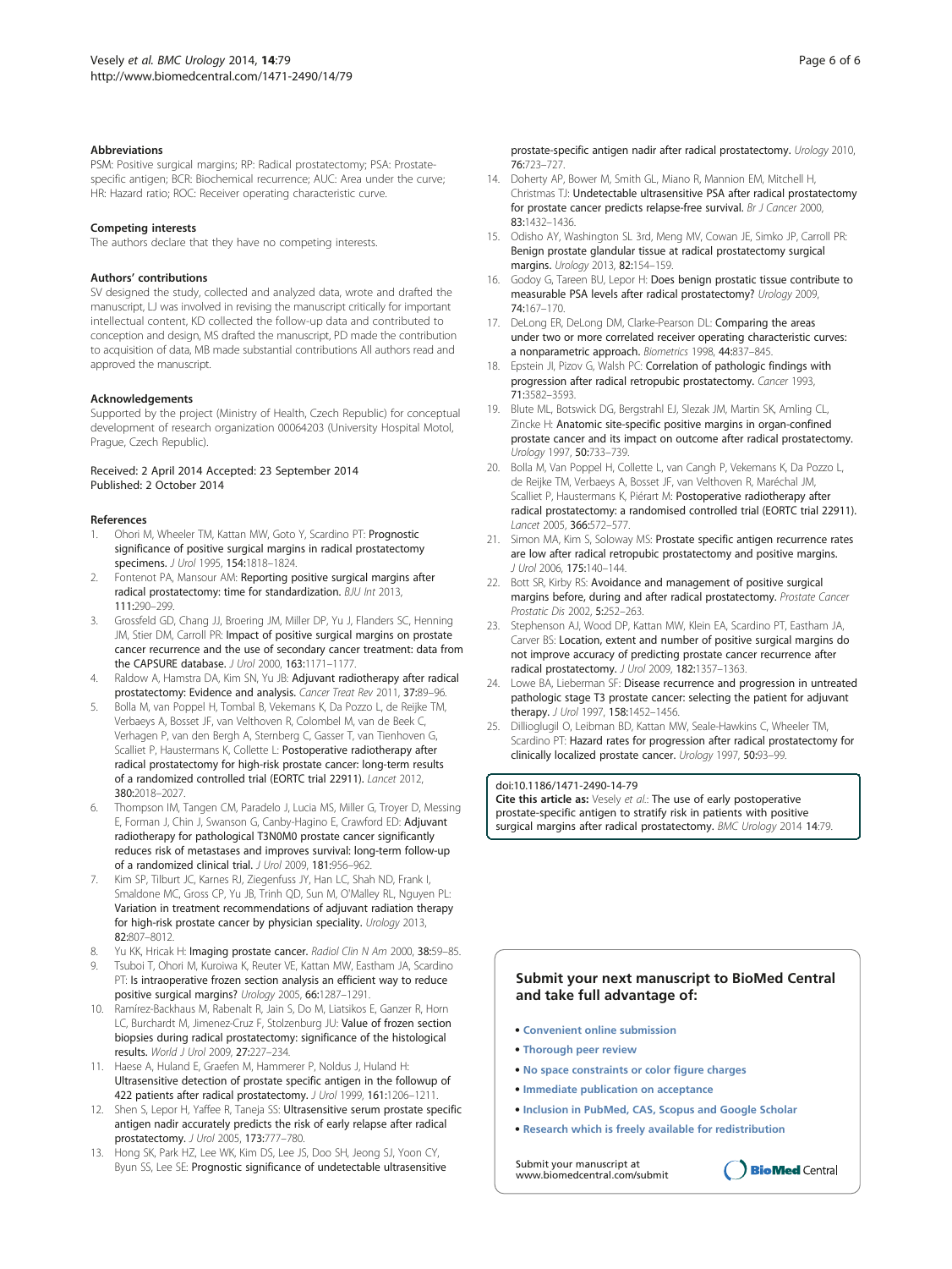### Abbreviations

PSM: Positive surgical margins; RP: Radical prostatectomy; PSA: Prostate-specific antigen; BCR: Biochemical recurrence; AUC: Area under the curve; HR: Hazard ratio; ROC: Receiver operating characteristic curve.

### Competing interests

The authors declare that they have no competing interests.

### Authors' contributions

SV designed the study, collected and analyzed data, wrote and drafted the manuscript, LJ was involved in revising the manuscript critically for important intellectual content, KD collected the follow-up data and contributed to conception and design, MS drafted the manuscript, PD made the contribution to acquisition of data, MB made substantial contributions All authors read and approved the manuscript.

### Acknowledgements

Supported by the project (Ministry of Health, Czech Republic) for conceptual development of research organization 00064203 (University Hospital Motol, Prague, Czech Republic).

Received: 2 April 2014 Accepted: 23 September 2014
Published: 2 October 2014

### References

1. Ohori M, Wheeler TM, Kattan MW, Goto Y, Scardino PT: **Prognostic significance of positive surgical margins in radical prostatectomy specimens.** *J Urol* 1995, **154:**1818–1824.
2. Fontenot PA, Mansour AM: **Reporting positive surgical margins after radical prostatectomy: time for standardization.** *BJU Int* 2013, **111:**290–299.
3. Grossfeld GD, Chang JJ, Broering JM, Miller DP, Yu J, Flanders SC, Henning JM, Stier DM, Carroll PR: **Impact of positive surgical margins on prostate cancer recurrence and the use of secondary cancer treatment: data from the CAPSURE database.** *J Urol* 2000, **163:**1171–1177.
4. Raldow A, Hamstra DA, Kim SN, Yu JB: **Adjuvant radiotherapy after radical prostatectomy: Evidence and analysis.** *Cancer Treat Rev* 2011, **37:**89–96.
5. Bolla M, van Poppel H, Tombal B, Vekemans K, Da Pozzo L, de Reijke TM, Verbaeys A, Bosset JF, van Velthoven R, Colombel M, van de Beek C, Verhagen P, van den Bergh A, Sternberg C, Gasser T, van Tienhoven G, Scalliet P, Haustermans K, Collette L: **Postoperative radiotherapy after radical prostatectomy for high-risk prostate cancer: long-term results of a randomized controlled trial (EORTC trial 22911).** *Lancet* 2012, **380:**2018–2027.
6. Thompson IM, Tangen CM, Paradelo J, Lucia MS, Miller G, Troyer D, Messing E, Forman J, Chin J, Swanson G, Canby-Hagino E, Crawford ED: **Adjuvant radiotherapy for pathological T3N0M0 prostate cancer significantly reduces risk of metastases and improves survival: long-term follow-up of a randomized clinical trial.** *J Urol* 2009, **181:**956–962.
7. Kim SP, Tilburt JC, Karnes RJ, Ziegenfuss JY, Han LC, Shah ND, Frank I, Smaldone MC, Gross CP, Yu JB, Trinh QD, Sun M, O'Malley RL, Nguyen PL: **Variation in treatment recommendations of adjuvant radiation therapy for high-risk prostate cancer by physician speciality.** *Urology* 2013, **82:**807–8012.
8. Yu KK, Hricak H: **Imaging prostate cancer.** *Radiol Clin N Am* 2000, **38:**59–85.
9. Tsuboi T, Ohori M, Kuroiwa K, Reuter VE, Kattan MW, Eastham JA, Scardino PT: **Is intraoperative frozen section analysis an efficient way to reduce positive surgical margins?** *Urology* 2005, **66:**1287–1291.
10. Ramírez-Backhaus M, Rabenalt R, Jain S, Do M, Liatsikos E, Ganzer R, Horn LC, Burchardt M, Jimenez-Cruz F, Stolzenburg JU: **Value of frozen section biopsies during radical prostatectomy: significance of the histological results.** *World J Urol* 2009, **27:**227–234.
11. Haese A, Huland E, Graefen M, Hammerer P, Noldus J, Huland H: **Ultrasensitive detection of prostate specific antigen in the followup of 422 patients after radical prostatectomy.** *J Urol* 1999, **161:**1206–1211.
12. Shen S, Lepor H, Yaffee R, Taneja SS: **Ultrasensitive serum prostate specific antigen nadir accurately predicts the risk of early relapse after radical prostatectomy.** *J Urol* 2005, **173:**777–780.
13. Hong SK, Park HZ, Lee WK, Kim DS, Lee JS, Doo SH, Jeong SJ, Yoon CY, Byun SS, Lee SE: **Prognostic significance of undetectable ultrasensitive prostate-specific antigen nadir after radical prostatectomy.** *Urology* 2010, **76:**723–727.
14. Doherty AP, Bower M, Smith GL, Miano R, Mannion EM, Mitchell H, Christmas TJ: **Undetectable ultrasensitive PSA after radical prostatectomy for prostate cancer predicts relapse-free survival.** *Br J Cancer* 2000, **83:**1432–1436.
15. Odisho AY, Washington SL 3rd, Meng MV, Cowan JE, Simko JP, Carroll PR: **Benign prostate glandular tissue at radical prostatectomy surgical margins.** *Urology* 2013, **82:**154–159.
16. Godoy G, Tareen BU, Lepor H: **Does benign prostatic tissue contribute to measurable PSA levels after radical prostatectomy?** *Urology* 2009, **74:**167–170.
17. DeLong ER, DeLong DM, Clarke-Pearson DL: **Comparing the areas under two or more correlated receiver operating characteristic curves: a nonparametric approach.** *Biometrics* 1998, **44:**837–845.
18. Epstein JI, Pizov G, Walsh PC: **Correlation of pathologic findings with progression after radical retropubic prostatectomy.** *Cancer* 1993, **71:**3582–3593.
19. Blute ML, Botswick DG, Bergstrahl EJ, Slezak JM, Martin SK, Amling CL, Zincke H: **Anatomic site-specific positive margins in organ-confined prostate cancer and its impact on outcome after radical prostatectomy.** *Urology* 1997, **50:**733–739.
20. Bolla M, Van Poppel H, Collette L, van Cangh P, Vekemans K, Da Pozzo L, de Reijke TM, Verbaeys A, Bosset JF, van Velthoven R, Maréchal JM, Scalliet P, Haustermans K, Piérart M: **Postoperative radiotherapy after radical prostatectomy: a randomised controlled trial (EORTC trial 22911).** *Lancet* 2005, **366:**572–577.
21. Simon MA, Kim S, Soloway MS: **Prostate specific antigen recurrence rates are low after radical retropubic prostatectomy and positive margins.** *J Urol* 2006, **175:**140–144.
22. Bott SR, Kirby RS: **Avoidance and management of positive surgical margins before, during and after radical prostatectomy.** *Prostate Cancer Prostatic Dis* 2002, **5:**252–263.
23. Stephenson AJ, Wood DP, Kattan MW, Klein EA, Scardino PT, Eastham JA, Carver BS: **Location, extent and number of positive surgical margins do not improve accuracy of predicting prostate cancer recurrence after radical prostatectomy.** *J Urol* 2009, **182:**1357–1363.
24. Lowe BA, Lieberman SF: **Disease recurrence and progression in untreated pathologic stage T3 prostate cancer: selecting the patient for adjuvant therapy.** *J Urol* 1997, **158:**1452–1456.
25. Dillioglugil O, Leibman BD, Kattan MW, Seale-Hawkins C, Wheeler TM, Scardino PT: **Hazard rates for progression after radical prostatectomy for clinically localized prostate cancer.** *Urology* 1997, **50:**93–99.

doi:10.1186/1471-2490-14-79

**Cite this article as:** Vesely *et al.*: The use of early postoperative prostate-specific antigen to stratify risk in patients with positive surgical margins after radical prostatectomy. *BMC Urology* 2014 **14**:79.

**Submit your next manuscript to BioMed Central and take full advantage of:**

- **Convenient online submission**
- **Thorough peer review**
- **No space constraints or color figure charges**
- **Immediate publication on acceptance**
- **Inclusion in PubMed, CAS, Scopus and Google Scholar**
- **Research which is freely available for redistribution**

Submit your manuscript at www.biomedcentral.com/submit

BioMed Central